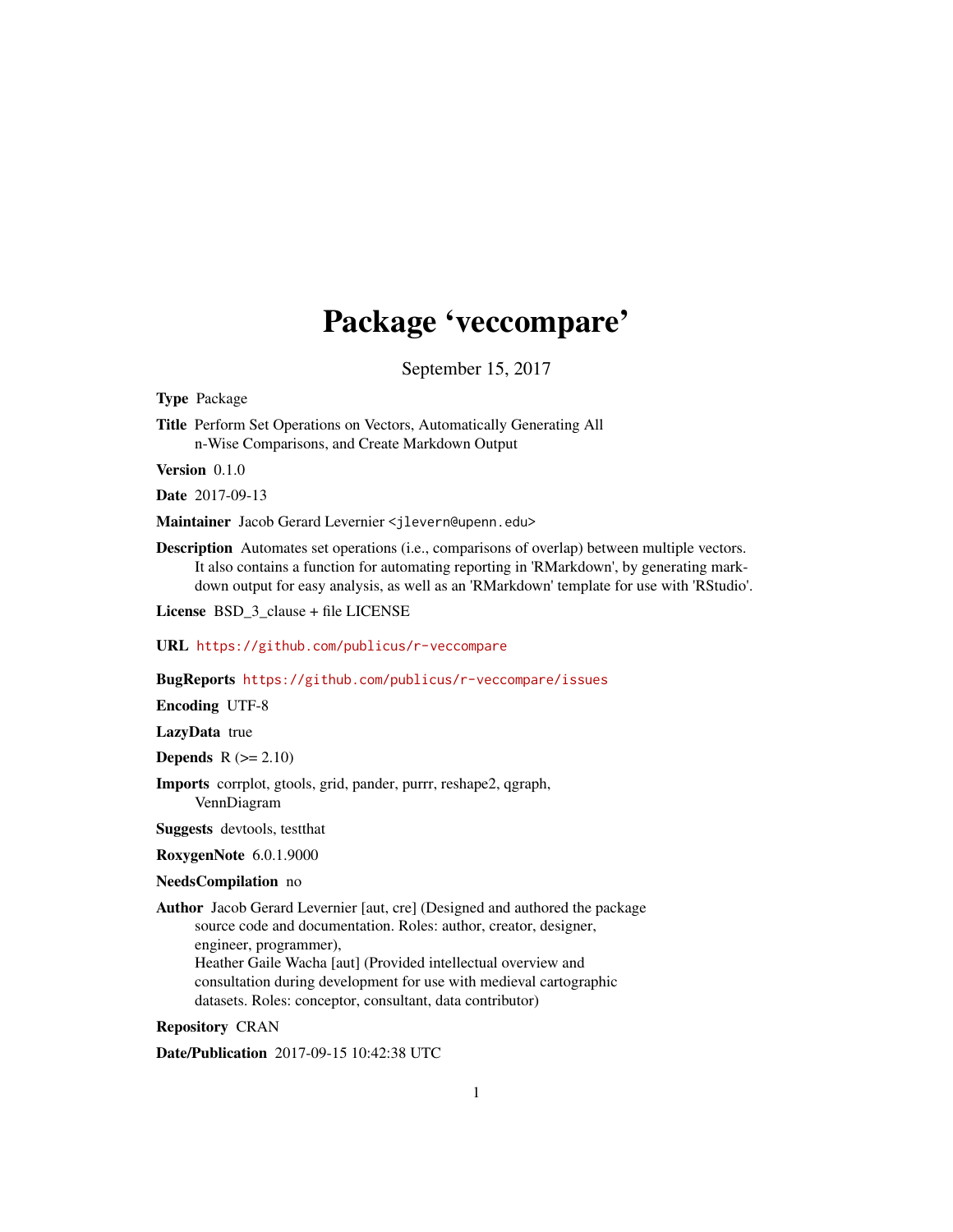# Package 'veccompare'

September 15, 2017

**Type** Package

**Title** Perform Set Operations on Vectors, Automatically Generating All n-Wise Comparisons, and Create Markdown Output

**Version** 0.1.0

**Date** 2017-09-13

**Maintainer** Jacob Gerard Levernier <jlevern@upenn.edu>

**Description** Automates set operations (i.e., comparisons of overlap) between multiple vectors. It also contains a function for automating reporting in 'RMarkdown', by generating markdown output for easy analysis, as well as an 'RMarkdown' template for use with 'RStudio'.

**License** BSD_3_clause + file LICENSE

**URL** https://github.com/publicus/r-veccompare

**BugReports** https://github.com/publicus/r-veccompare/issues

**Encoding** UTF-8

**LazyData** true

**Depends** R (>= 2.10)

**Imports** corrplot, gtools, grid, pander, purrr, reshape2, qgraph, VennDiagram

**Suggests** devtools, testthat

**RoxygenNote** 6.0.1.9000

**NeedsCompilation** no

**Author** Jacob Gerard Levernier [aut, cre] (Designed and authored the package source code and documentation. Roles: author, creator, designer, engineer, programmer),
Heather Gaile Wacha [aut] (Provided intellectual overview and consultation during development for use with medieval cartographic datasets. Roles: conceptor, consultant, data contributor)

**Repository** CRAN

**Date/Publication** 2017-09-15 10:42:38 UTC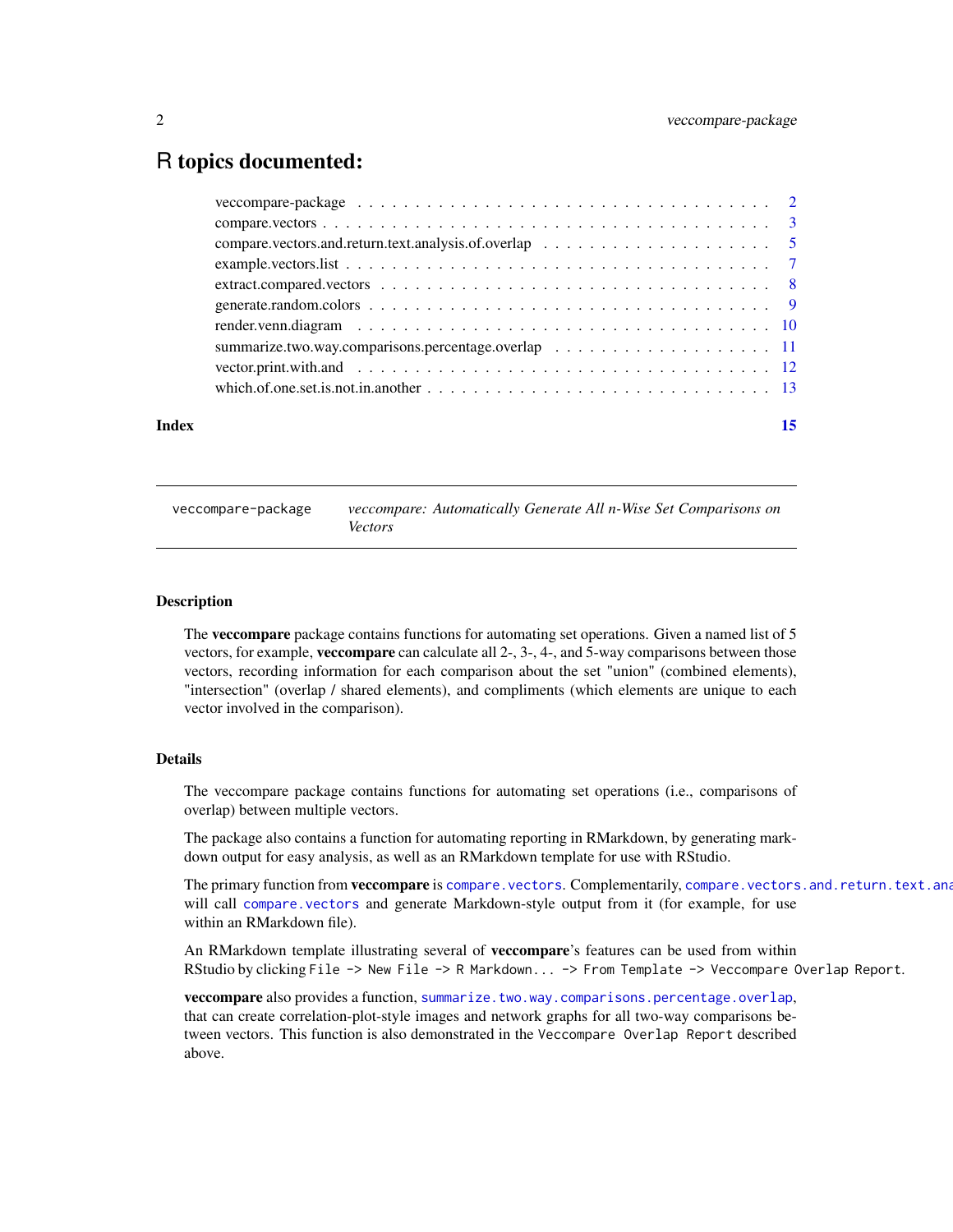# R topics documented:

| | |
|---|---|
| veccompare-package | 2 |
| compare.vectors | 3 |
| compare.vectors.and.return.text.analysis.of.overlap | 5 |
| example.vectors.list | 7 |
| extract.compared.vectors | 8 |
| generate.random.colors | 9 |
| render.venn.diagram | 10 |
| summarize.two.way.comparisons.percentage.overlap | 11 |
| vector.print.with.and | 12 |
| which.of.one.set.is.not.in.another | 13 |
| **Index** | **15** |

---

`veccompare-package` *veccompare: Automatically Generate All n-Wise Set Comparisons on Vectors*

---

### Description

The **veccompare** package contains functions for automating set operations. Given a named list of 5 vectors, for example, **veccompare** can calculate all 2-, 3-, 4-, and 5-way comparisons between those vectors, recording information for each comparison about the set "union" (combined elements), "intersection" (overlap / shared elements), and compliments (which elements are unique to each vector involved in the comparison).

### Details

The veccompare package contains functions for automating set operations (i.e., comparisons of overlap) between multiple vectors.

The package also contains a function for automating reporting in RMarkdown, by generating markdown output for easy analysis, as well as an RMarkdown template for use with RStudio.

The primary function from **veccompare** is `compare.vectors`. Complementarily, `compare.vectors.and.return.text.ana` will call `compare.vectors` and generate Markdown-style output from it (for example, for use within an RMarkdown file).

An RMarkdown template illustrating several of **veccompare**'s features can be used from within RStudio by clicking `File -> New File -> R Markdown... -> From Template -> Veccompare Overlap Report`.

**veccompare** also provides a function, `summarize.two.way.comparisons.percentage.overlap`, that can create correlation-plot-style images and network graphs for all two-way comparisons between vectors. This function is also demonstrated in the `Veccompare Overlap Report` described above.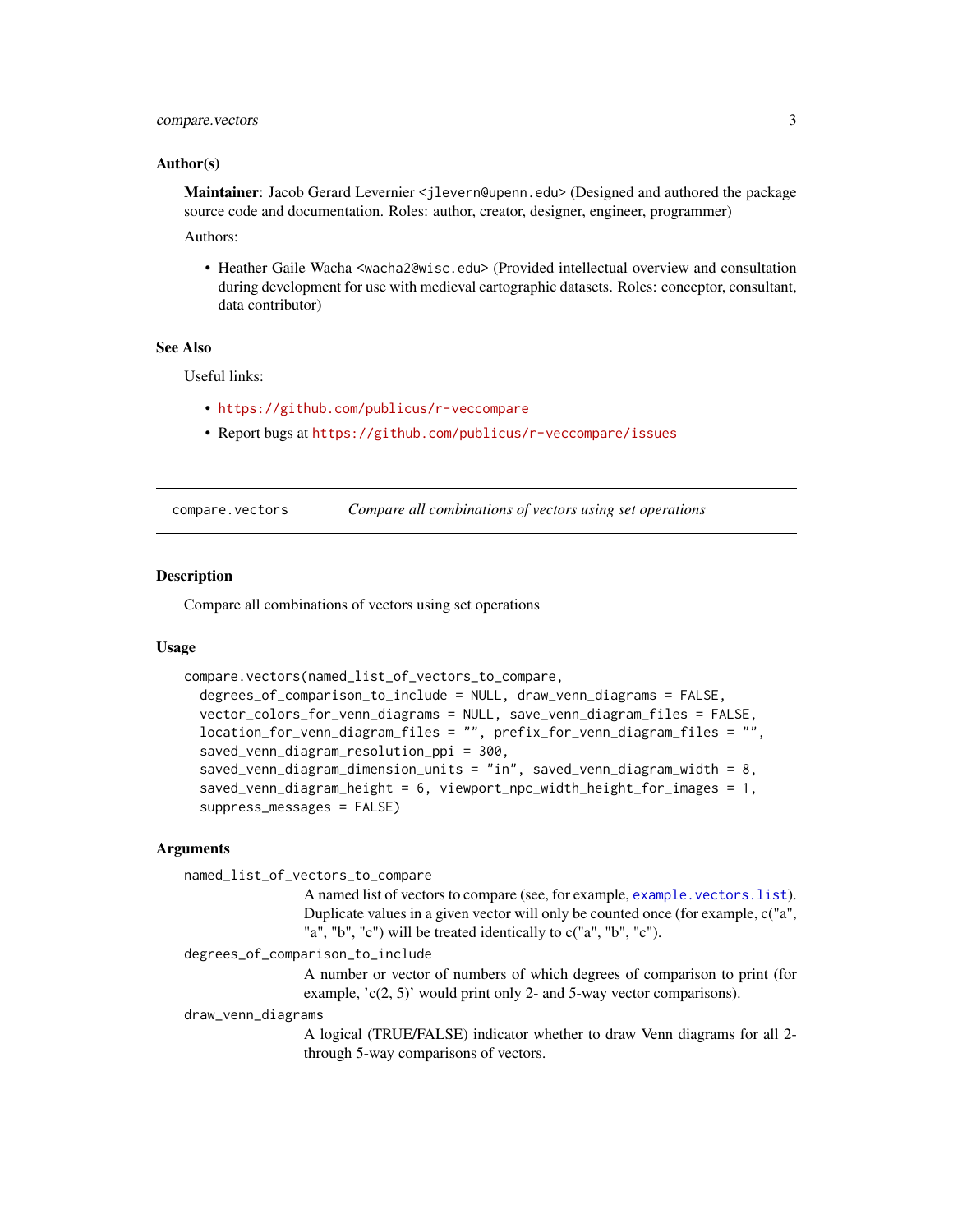### Author(s)

**Maintainer**: Jacob Gerard Levernier <jlevern@upenn.edu> (Designed and authored the package source code and documentation. Roles: author, creator, designer, engineer, programmer)

Authors:

- Heather Gaile Wacha <wacha2@wisc.edu> (Provided intellectual overview and consultation during development for use with medieval cartographic datasets. Roles: conceptor, consultant, data contributor)

### See Also

Useful links:

- https://github.com/publicus/r-veccompare
- Report bugs at https://github.com/publicus/r-veccompare/issues

---

## compare.vectors — *Compare all combinations of vectors using set operations*

---

### Description

Compare all combinations of vectors using set operations

### Usage

```
compare.vectors(named_list_of_vectors_to_compare,
  degrees_of_comparison_to_include = NULL, draw_venn_diagrams = FALSE,
  vector_colors_for_venn_diagrams = NULL, save_venn_diagram_files = FALSE,
  location_for_venn_diagram_files = "", prefix_for_venn_diagram_files = "",
  saved_venn_diagram_resolution_ppi = 300,
  saved_venn_diagram_dimension_units = "in", saved_venn_diagram_width = 8,
  saved_venn_diagram_height = 6, viewport_npc_width_height_for_images = 1,
  suppress_messages = FALSE)
```

### Arguments

`named_list_of_vectors_to_compare`
: A named list of vectors to compare (see, for example, `example.vectors.list`). Duplicate values in a given vector will only be counted once (for example, c("a", "a", "b", "c") will be treated identically to c("a", "b", "c").

`degrees_of_comparison_to_include`
: A number or vector of numbers of which degrees of comparison to print (for example, 'c(2, 5)' would print only 2- and 5-way vector comparisons).

`draw_venn_diagrams`
: A logical (TRUE/FALSE) indicator whether to draw Venn diagrams for all 2- through 5-way comparisons of vectors.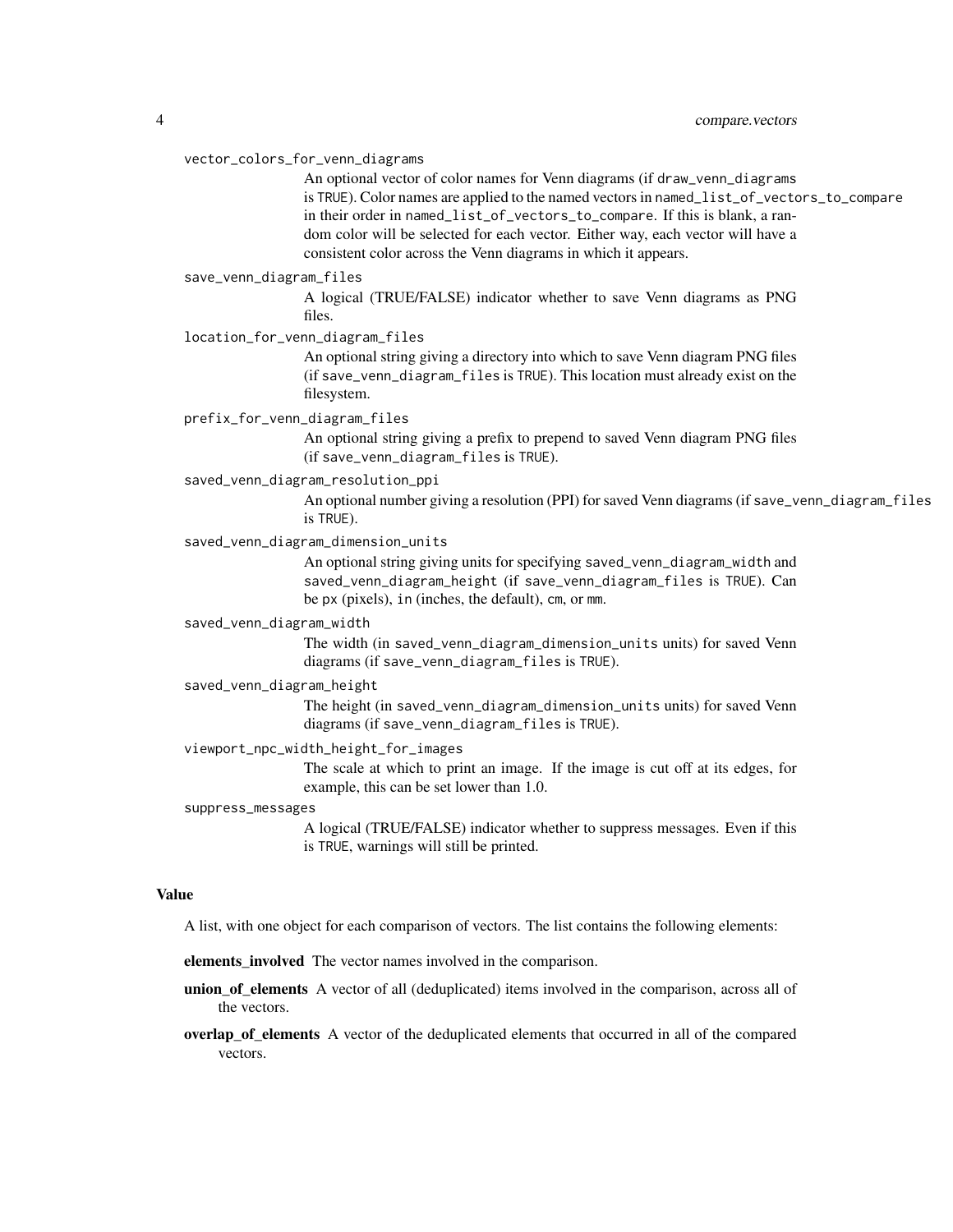`vector_colors_for_venn_diagrams`
: An optional vector of color names for Venn diagrams (if `draw_venn_diagrams` is `TRUE`). Color names are applied to the named vectors in `named_list_of_vectors_to_compare` in their order in `named_list_of_vectors_to_compare`. If this is blank, a random color will be selected for each vector. Either way, each vector will have a consistent color across the Venn diagrams in which it appears.

`save_venn_diagram_files`
: A logical (TRUE/FALSE) indicator whether to save Venn diagrams as PNG files.

`location_for_venn_diagram_files`
: An optional string giving a directory into which to save Venn diagram PNG files (if `save_venn_diagram_files` is `TRUE`). This location must already exist on the filesystem.

`prefix_for_venn_diagram_files`
: An optional string giving a prefix to prepend to saved Venn diagram PNG files (if `save_venn_diagram_files` is `TRUE`).

`saved_venn_diagram_resolution_ppi`
: An optional number giving a resolution (PPI) for saved Venn diagrams (if `save_venn_diagram_files` is `TRUE`).

`saved_venn_diagram_dimension_units`
: An optional string giving units for specifying `saved_venn_diagram_width` and `saved_venn_diagram_height` (if `save_venn_diagram_files` is `TRUE`). Can be `px` (pixels), `in` (inches, the default), `cm`, or `mm`.

`saved_venn_diagram_width`
: The width (in `saved_venn_diagram_dimension_units` units) for saved Venn diagrams (if `save_venn_diagram_files` is `TRUE`).

`saved_venn_diagram_height`
: The height (in `saved_venn_diagram_dimension_units` units) for saved Venn diagrams (if `save_venn_diagram_files` is `TRUE`).

`viewport_npc_width_height_for_images`
: The scale at which to print an image. If the image is cut off at its edges, for example, this can be set lower than 1.0.

`suppress_messages`
: A logical (TRUE/FALSE) indicator whether to suppress messages. Even if this is `TRUE`, warnings will still be printed.

## Value

A list, with one object for each comparison of vectors. The list contains the following elements:

**elements_involved** The vector names involved in the comparison.

**union_of_elements** A vector of all (deduplicated) items involved in the comparison, across all of the vectors.

**overlap_of_elements** A vector of the deduplicated elements that occurred in all of the compared vectors.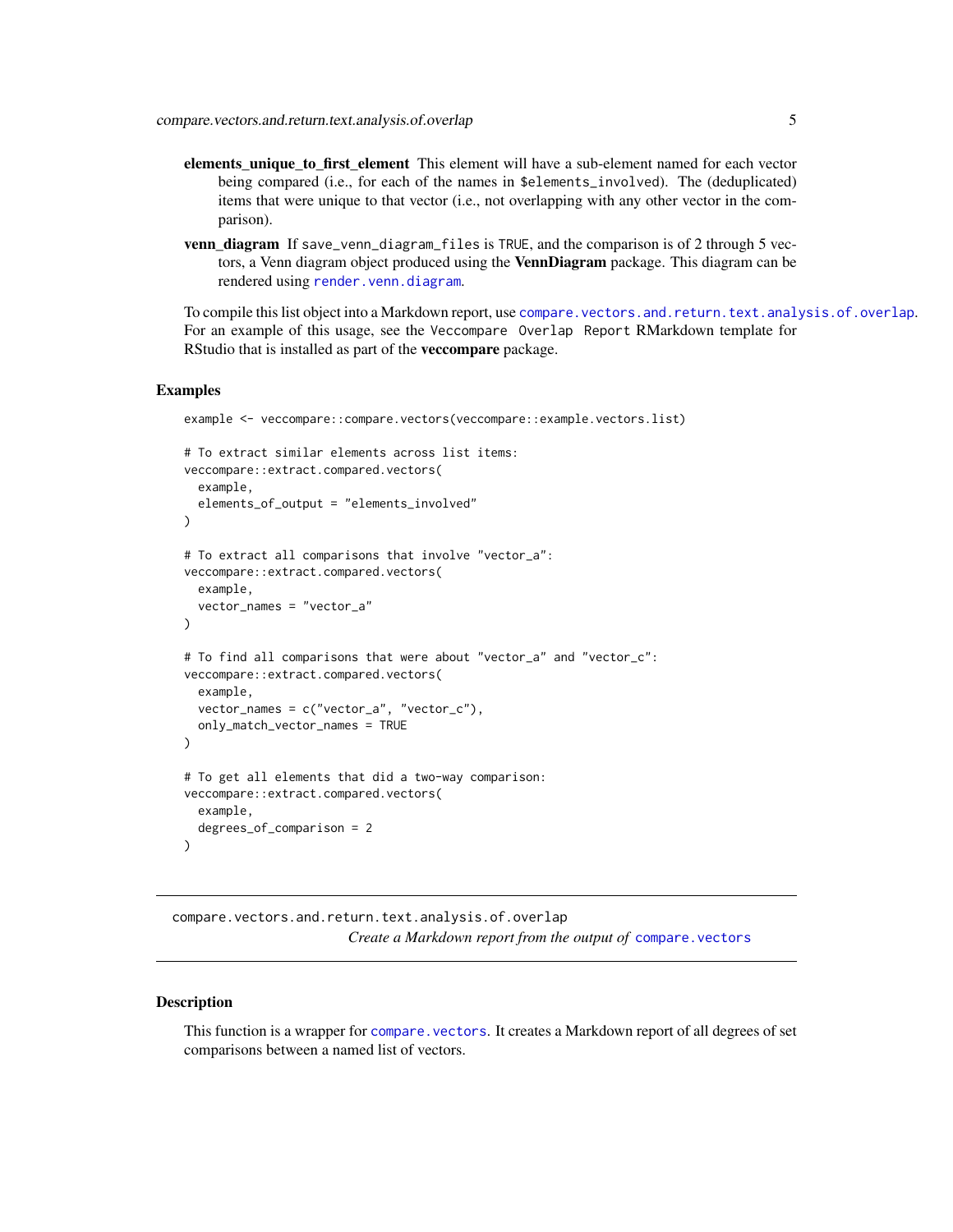**elements_unique_to_first_element** This element will have a sub-element named for each vector being compared (i.e., for each of the names in `$elements_involved`). The (deduplicated) items that were unique to that vector (i.e., not overlapping with any other vector in the comparison).

**venn_diagram** If `save_venn_diagram_files` is `TRUE`, and the comparison is of 2 through 5 vectors, a Venn diagram object produced using the **VennDiagram** package. This diagram can be rendered using `render.venn.diagram`.

To compile this list object into a Markdown report, use `compare.vectors.and.return.text.analysis.of.overlap`. For an example of this usage, see the `Veccompare Overlap Report` RMarkdown template for RStudio that is installed as part of the **veccompare** package.

### Examples

```
example <- veccompare::compare.vectors(veccompare::example.vectors.list)

# To extract similar elements across list items:
veccompare::extract.compared.vectors(
  example,
  elements_of_output = "elements_involved"
)

# To extract all comparisons that involve "vector_a":
veccompare::extract.compared.vectors(
  example,
  vector_names = "vector_a"
)

# To find all comparisons that were about "vector_a" and "vector_c":
veccompare::extract.compared.vectors(
  example,
  vector_names = c("vector_a", "vector_c"),
  only_match_vector_names = TRUE
)

# To get all elements that did a two-way comparison:
veccompare::extract.compared.vectors(
  example,
  degrees_of_comparison = 2
)
```

---

## compare.vectors.and.return.text.analysis.of.overlap

*Create a Markdown report from the output of* `compare.vectors`

---

### Description

This function is a wrapper for `compare.vectors`. It creates a Markdown report of all degrees of set comparisons between a named list of vectors.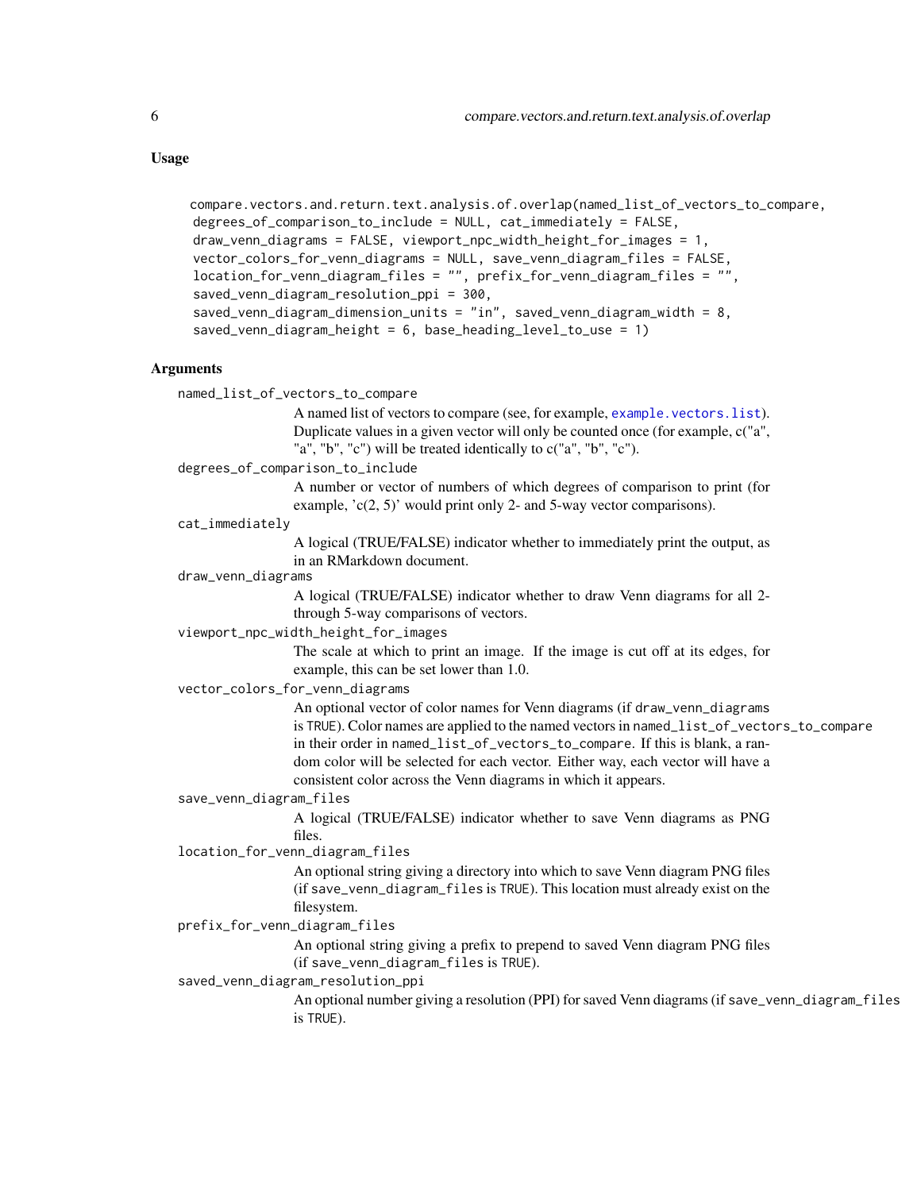## Usage

```
compare.vectors.and.return.text.analysis.of.overlap(named_list_of_vectors_to_compare,
 degrees_of_comparison_to_include = NULL, cat_immediately = FALSE,
 draw_venn_diagrams = FALSE, viewport_npc_width_height_for_images = 1,
 vector_colors_for_venn_diagrams = NULL, save_venn_diagram_files = FALSE,
 location_for_venn_diagram_files = "", prefix_for_venn_diagram_files = "",
 saved_venn_diagram_resolution_ppi = 300,
 saved_venn_diagram_dimension_units = "in", saved_venn_diagram_width = 8,
 saved_venn_diagram_height = 6, base_heading_level_to_use = 1)
```

## Arguments

`named_list_of_vectors_to_compare`
: A named list of vectors to compare (see, for example, `example.vectors.list`). Duplicate values in a given vector will only be counted once (for example, c("a", "a", "b", "c") will be treated identically to c("a", "b", "c").

`degrees_of_comparison_to_include`
: A number or vector of numbers of which degrees of comparison to print (for example, 'c(2, 5)' would print only 2- and 5-way vector comparisons).

`cat_immediately`
: A logical (TRUE/FALSE) indicator whether to immediately print the output, as in an RMarkdown document.

`draw_venn_diagrams`
: A logical (TRUE/FALSE) indicator whether to draw Venn diagrams for all 2- through 5-way comparisons of vectors.

`viewport_npc_width_height_for_images`
: The scale at which to print an image. If the image is cut off at its edges, for example, this can be set lower than 1.0.

`vector_colors_for_venn_diagrams`
: An optional vector of color names for Venn diagrams (if `draw_venn_diagrams` is `TRUE`). Color names are applied to the named vectors in `named_list_of_vectors_to_compare` in their order in `named_list_of_vectors_to_compare`. If this is blank, a random color will be selected for each vector. Either way, each vector will have a consistent color across the Venn diagrams in which it appears.

`save_venn_diagram_files`
: A logical (TRUE/FALSE) indicator whether to save Venn diagrams as PNG files.

`location_for_venn_diagram_files`
: An optional string giving a directory into which to save Venn diagram PNG files (if `save_venn_diagram_files` is `TRUE`). This location must already exist on the filesystem.

`prefix_for_venn_diagram_files`
: An optional string giving a prefix to prepend to saved Venn diagram PNG files (if `save_venn_diagram_files` is `TRUE`).

`saved_venn_diagram_resolution_ppi`
: An optional number giving a resolution (PPI) for saved Venn diagrams (if `save_venn_diagram_files` is `TRUE`).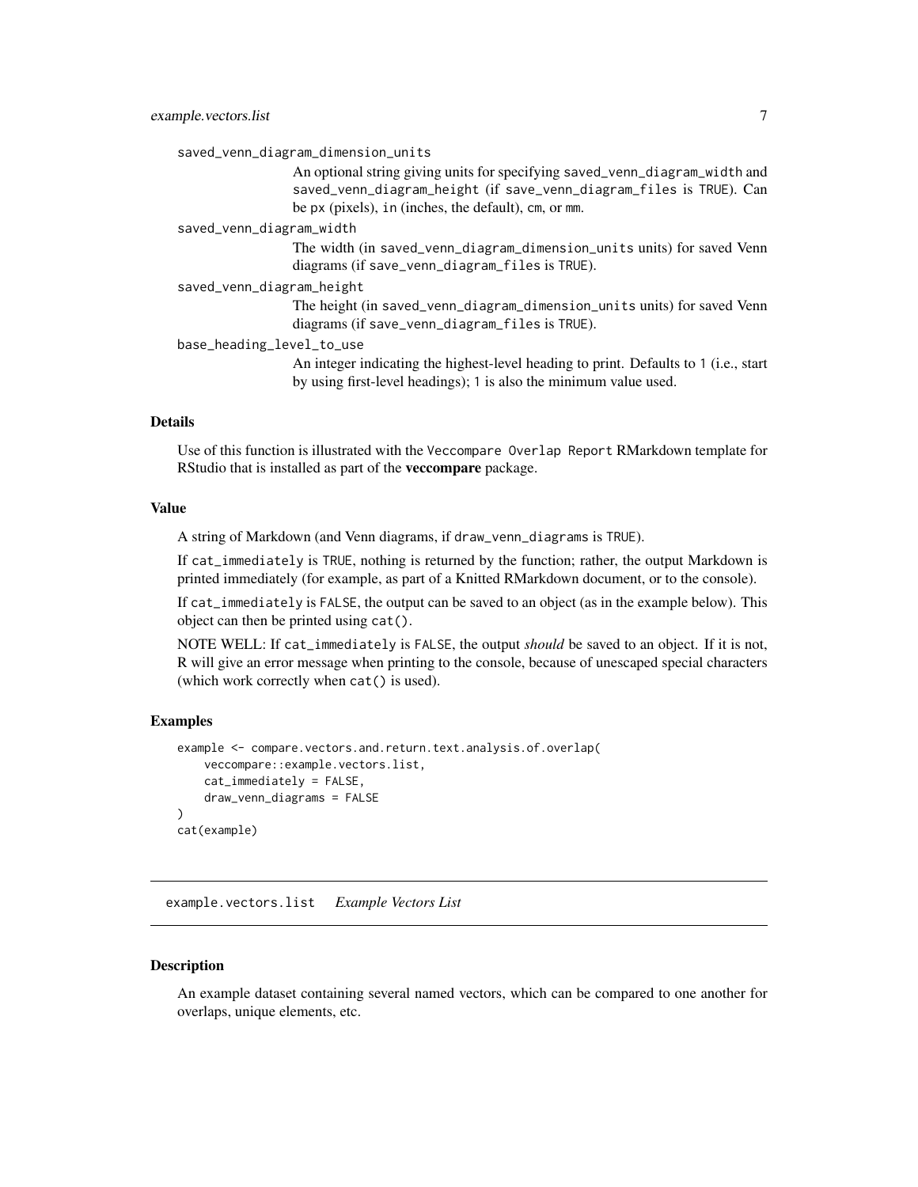saved_venn_diagram_dimension_units
: An optional string giving units for specifying `saved_venn_diagram_width` and `saved_venn_diagram_height` (if `save_venn_diagram_files` is `TRUE`). Can be `px` (pixels), `in` (inches, the default), `cm`, or `mm`.

saved_venn_diagram_width
: The width (in `saved_venn_diagram_dimension_units` units) for saved Venn diagrams (if `save_venn_diagram_files` is `TRUE`).

saved_venn_diagram_height
: The height (in `saved_venn_diagram_dimension_units` units) for saved Venn diagrams (if `save_venn_diagram_files` is `TRUE`).

base_heading_level_to_use
: An integer indicating the highest-level heading to print. Defaults to `1` (i.e., start by using first-level headings); `1` is also the minimum value used.

### Details

Use of this function is illustrated with the `Veccompare Overlap Report` RMarkdown template for RStudio that is installed as part of the **veccompare** package.

### Value

A string of Markdown (and Venn diagrams, if `draw_venn_diagrams` is `TRUE`).

If `cat_immediately` is `TRUE`, nothing is returned by the function; rather, the output Markdown is printed immediately (for example, as part of a Knitted RMarkdown document, or to the console).

If `cat_immediately` is `FALSE`, the output can be saved to an object (as in the example below). This object can then be printed using `cat()`.

NOTE WELL: If `cat_immediately` is `FALSE`, the output *should* be saved to an object. If it is not, R will give an error message when printing to the console, because of unescaped special characters (which work correctly when `cat()` is used).

### Examples

```
example <- compare.vectors.and.return.text.analysis.of.overlap(
    veccompare::example.vectors.list,
    cat_immediately = FALSE,
    draw_venn_diagrams = FALSE
)
cat(example)
```

---

## example.vectors.list    *Example Vectors List*

---

### Description

An example dataset containing several named vectors, which can be compared to one another for overlaps, unique elements, etc.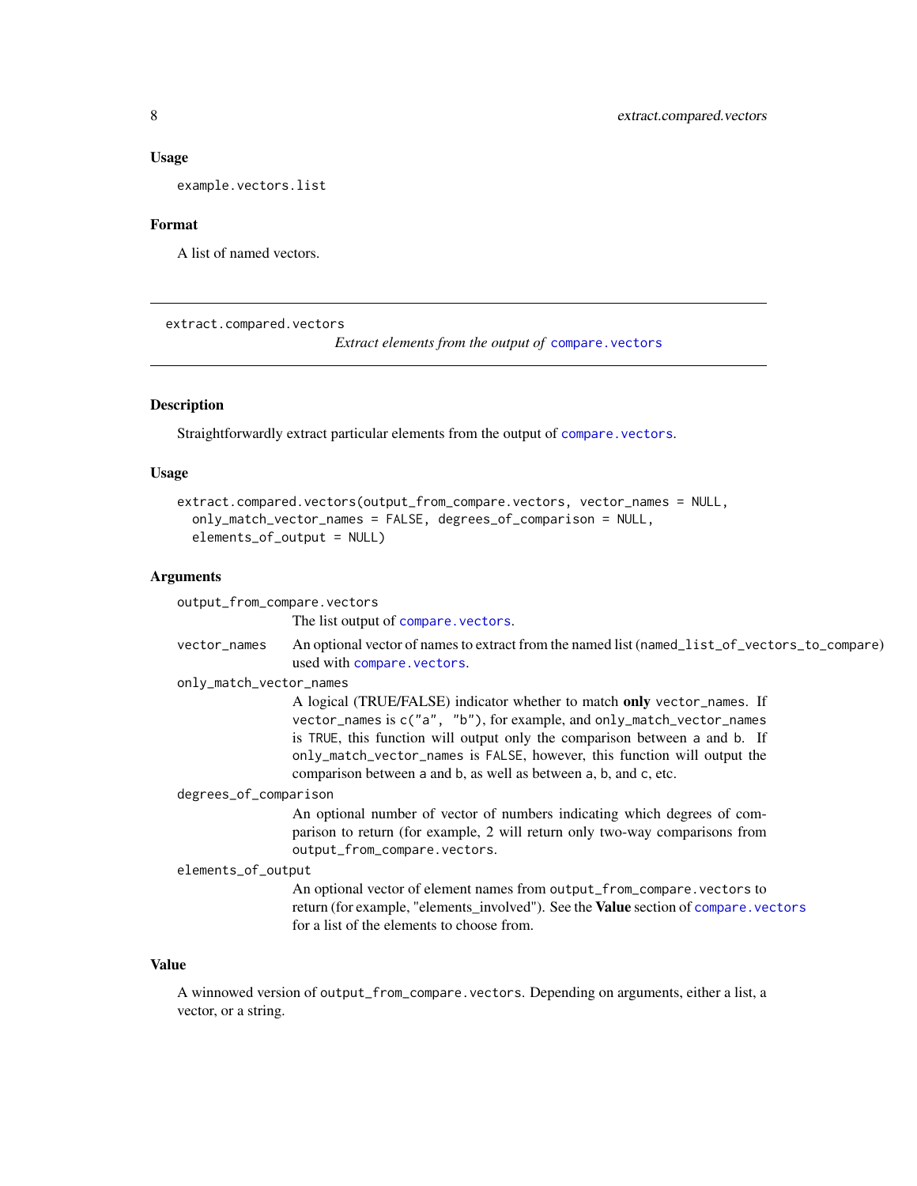### Usage

```
example.vectors.list
```

### Format

A list of named vectors.

---

## extract.compared.vectors

*Extract elements from the output of* `compare.vectors`

---

### Description

Straightforwardly extract particular elements from the output of `compare.vectors`.

### Usage

```
extract.compared.vectors(output_from_compare.vectors, vector_names = NULL,
  only_match_vector_names = FALSE, degrees_of_comparison = NULL,
  elements_of_output = NULL)
```

### Arguments

`output_from_compare.vectors`
: The list output of `compare.vectors`.

`vector_names`
: An optional vector of names to extract from the named list (`named_list_of_vectors_to_compare`) used with `compare.vectors`.

`only_match_vector_names`
: A logical (TRUE/FALSE) indicator whether to match **only** `vector_names`. If `vector_names` is `c("a", "b")`, for example, and `only_match_vector_names` is `TRUE`, this function will output only the comparison between `a` and `b`. If `only_match_vector_names` is `FALSE`, however, this function will output the comparison between `a` and `b`, as well as between `a`, `b`, and `c`, etc.

`degrees_of_comparison`
: An optional number of vector of numbers indicating which degrees of comparison to return (for example, 2 will return only two-way comparisons from `output_from_compare.vectors`.

`elements_of_output`
: An optional vector of element names from `output_from_compare.vectors` to return (for example, "elements_involved"). See the **Value** section of `compare.vectors` for a list of the elements to choose from.

### Value

A winnowed version of `output_from_compare.vectors`. Depending on arguments, either a list, a vector, or a string.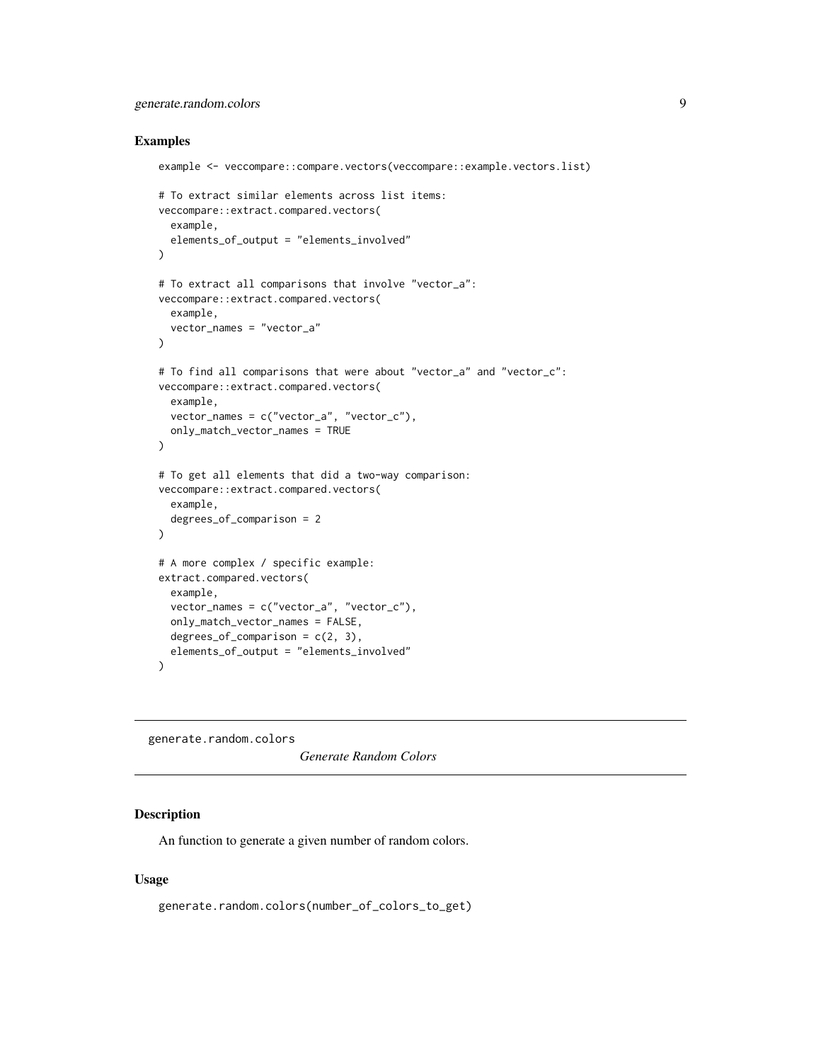### Examples

```
example <- veccompare::compare.vectors(veccompare::example.vectors.list)

# To extract similar elements across list items:
veccompare::extract.compared.vectors(
  example,
  elements_of_output = "elements_involved"
)

# To extract all comparisons that involve "vector_a":
veccompare::extract.compared.vectors(
  example,
  vector_names = "vector_a"
)

# To find all comparisons that were about "vector_a" and "vector_c":
veccompare::extract.compared.vectors(
  example,
  vector_names = c("vector_a", "vector_c"),
  only_match_vector_names = TRUE
)

# To get all elements that did a two-way comparison:
veccompare::extract.compared.vectors(
  example,
  degrees_of_comparison = 2
)

# A more complex / specific example:
extract.compared.vectors(
  example,
  vector_names = c("vector_a", "vector_c"),
  only_match_vector_names = FALSE,
  degrees_of_comparison = c(2, 3),
  elements_of_output = "elements_involved"
)
```

---

## generate.random.colors    *Generate Random Colors*

---

### Description

An function to generate a given number of random colors.

### Usage

```
generate.random.colors(number_of_colors_to_get)
```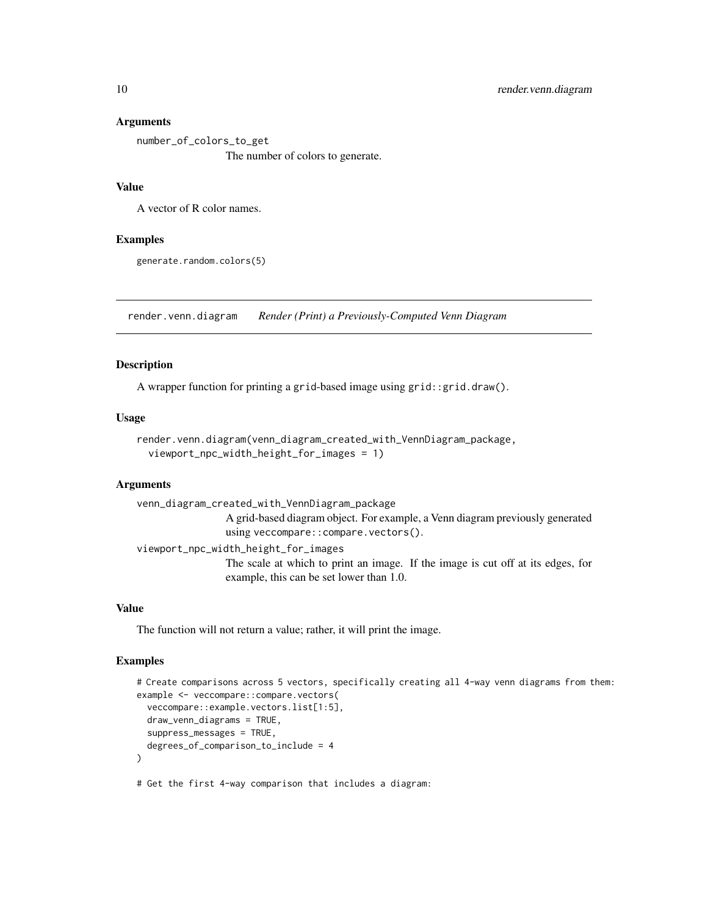### Arguments

number_of_colors_to_get
: The number of colors to generate.

### Value

A vector of R color names.

### Examples

```
generate.random.colors(5)
```

---

## render.venn.diagram *Render (Print) a Previously-Computed Venn Diagram*

---

### Description

A wrapper function for printing a grid-based image using `grid::grid.draw()`.

### Usage

```
render.venn.diagram(venn_diagram_created_with_VennDiagram_package,
  viewport_npc_width_height_for_images = 1)
```

### Arguments

venn_diagram_created_with_VennDiagram_package
: A grid-based diagram object. For example, a Venn diagram previously generated using `veccompare::compare.vectors()`.

viewport_npc_width_height_for_images
: The scale at which to print an image. If the image is cut off at its edges, for example, this can be set lower than 1.0.

### Value

The function will not return a value; rather, it will print the image.

### Examples

```
# Create comparisons across 5 vectors, specifically creating all 4-way venn diagrams from them:
example <- veccompare::compare.vectors(
  veccompare::example.vectors.list[1:5],
  draw_venn_diagrams = TRUE,
  suppress_messages = TRUE,
  degrees_of_comparison_to_include = 4
)

# Get the first 4-way comparison that includes a diagram:
```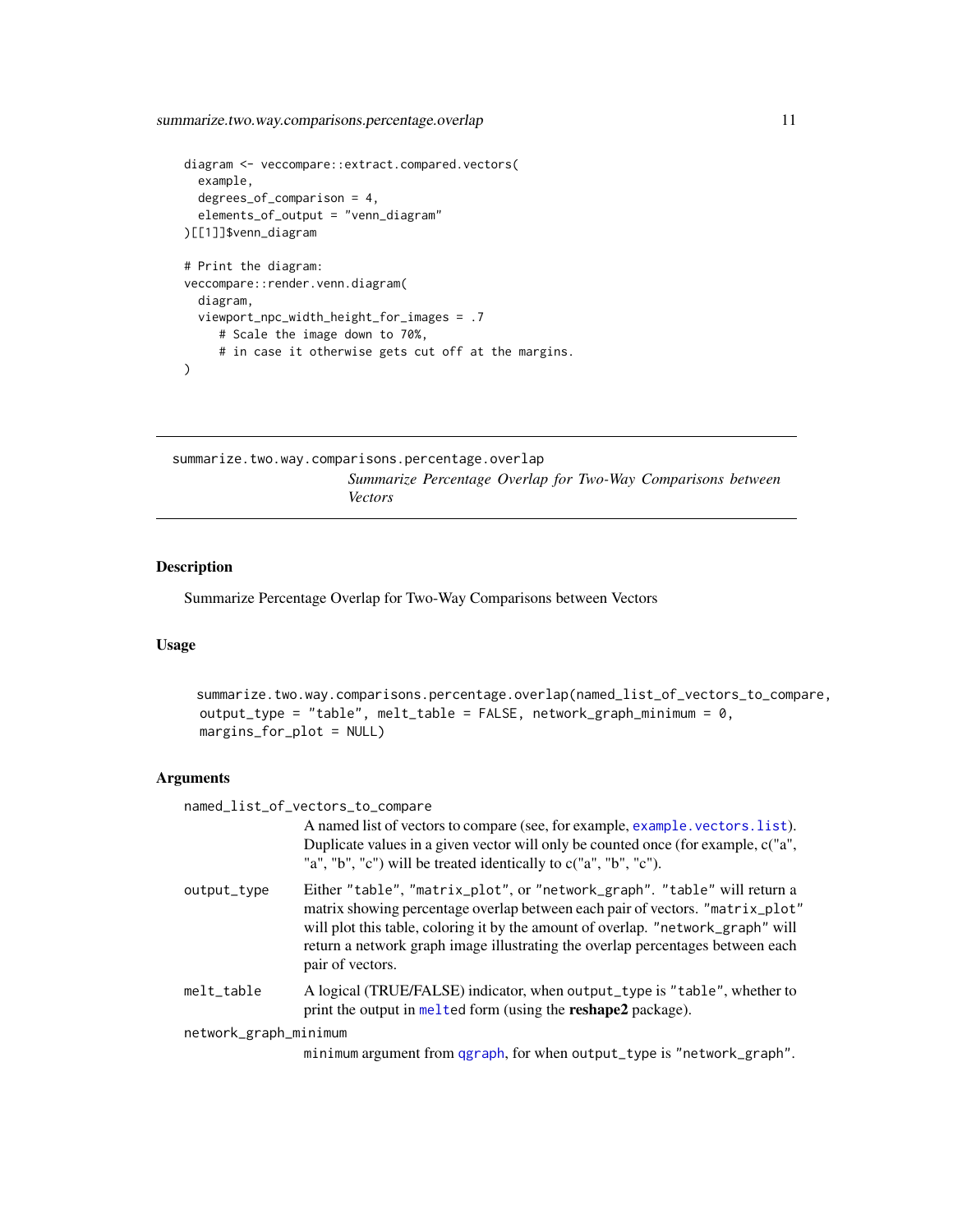```
diagram <- veccompare::extract.compared.vectors(
  example,
  degrees_of_comparison = 4,
  elements_of_output = "venn_diagram"
)[[1]]$venn_diagram

# Print the diagram:
veccompare::render.venn.diagram(
  diagram,
  viewport_npc_width_height_for_images = .7
     # Scale the image down to 70%,
     # in case it otherwise gets cut off at the margins.
)
```

---

## summarize.two.way.comparisons.percentage.overlap

*Summarize Percentage Overlap for Two-Way Comparisons between Vectors*

---

### Description

Summarize Percentage Overlap for Two-Way Comparisons between Vectors

### Usage

```
summarize.two.way.comparisons.percentage.overlap(named_list_of_vectors_to_compare,
  output_type = "table", melt_table = FALSE, network_graph_minimum = 0,
  margins_for_plot = NULL)
```

### Arguments

`named_list_of_vectors_to_compare`
: A named list of vectors to compare (see, for example, `example.vectors.list`). Duplicate values in a given vector will only be counted once (for example, c("a", "a", "b", "c") will be treated identically to c("a", "b", "c").

`output_type`
: Either `"table"`, `"matrix_plot"`, or `"network_graph"`. `"table"` will return a matrix showing percentage overlap between each pair of vectors. `"matrix_plot"` will plot this table, coloring it by the amount of overlap. `"network_graph"` will return a network graph image illustrating the overlap percentages between each pair of vectors.

`melt_table`
: A logical (TRUE/FALSE) indicator, when `output_type` is `"table"`, whether to print the output in `melt`ed form (using the **reshape2** package).

`network_graph_minimum`
: `minimum` argument from `qgraph`, for when `output_type` is `"network_graph"`.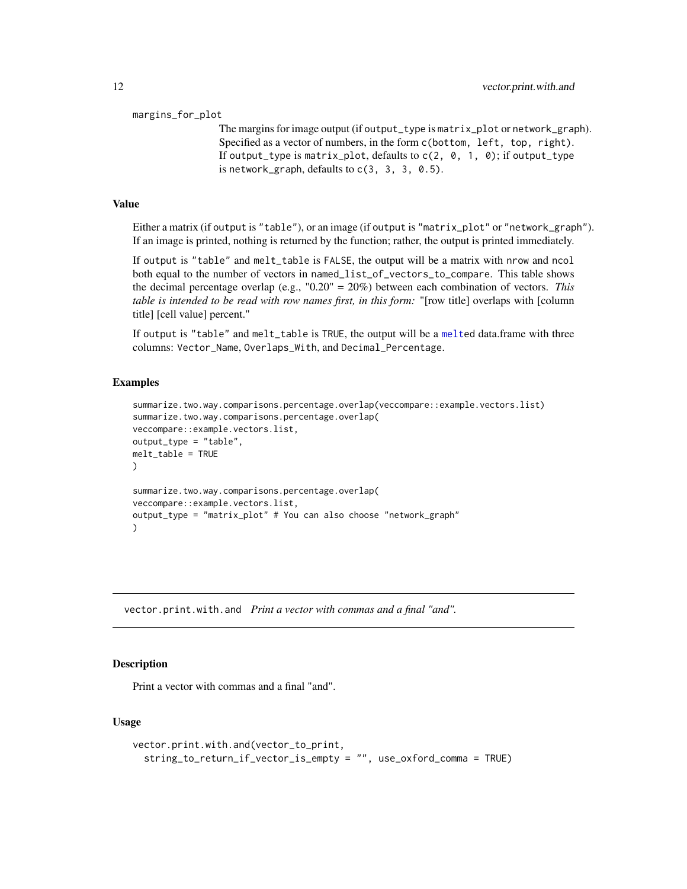margins_for_plot

The margins for image output (if output_type is matrix_plot or network_graph). Specified as a vector of numbers, in the form c(bottom, left, top, right). If output_type is matrix_plot, defaults to c(2, 0, 1, 0); if output_type is network_graph, defaults to c(3, 3, 3, 0.5).

## Value

Either a matrix (if output is "table"), or an image (if output is "matrix_plot" or "network_graph"). If an image is printed, nothing is returned by the function; rather, the output is printed immediately.

If output is "table" and melt_table is FALSE, the output will be a matrix with nrow and ncol both equal to the number of vectors in named_list_of_vectors_to_compare. This table shows the decimal percentage overlap (e.g., "0.20" = 20%) between each combination of vectors. *This table is intended to be read with row names first, in this form:* "[row title] overlaps with [column title] [cell value] percent."

If output is "table" and melt_table is TRUE, the output will be a melted data.frame with three columns: Vector_Name, Overlaps_With, and Decimal_Percentage.

## Examples

```
summarize.two.way.comparisons.percentage.overlap(veccompare::example.vectors.list)
summarize.two.way.comparisons.percentage.overlap(
veccompare::example.vectors.list,
output_type = "table",
melt_table = TRUE
)

summarize.two.way.comparisons.percentage.overlap(
veccompare::example.vectors.list,
output_type = "matrix_plot" # You can also choose "network_graph"
)
```

---

# vector.print.with.and *Print a vector with commas and a final "and".*

## Description

Print a vector with commas and a final "and".

## Usage

```
vector.print.with.and(vector_to_print,
  string_to_return_if_vector_is_empty = "", use_oxford_comma = TRUE)
```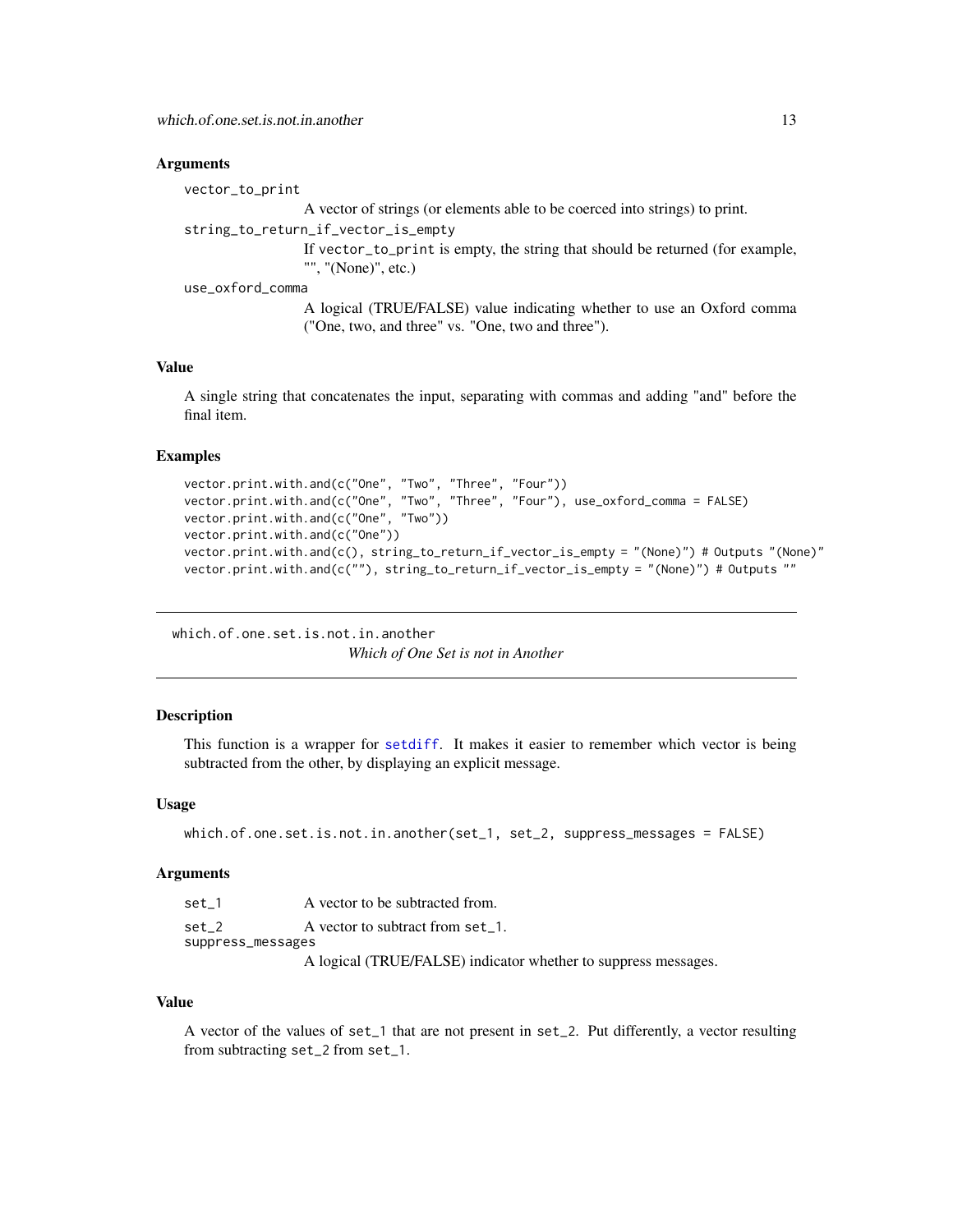### Arguments

`vector_to_print`
: A vector of strings (or elements able to be coerced into strings) to print.

`string_to_return_if_vector_is_empty`
: If `vector_to_print` is empty, the string that should be returned (for example, "", "(None)", etc.)

`use_oxford_comma`
: A logical (TRUE/FALSE) value indicating whether to use an Oxford comma ("One, two, and three" vs. "One, two and three").

### Value

A single string that concatenates the input, separating with commas and adding "and" before the final item.

### Examples

```
vector.print.with.and(c("One", "Two", "Three", "Four"))
vector.print.with.and(c("One", "Two", "Three", "Four"), use_oxford_comma = FALSE)
vector.print.with.and(c("One", "Two"))
vector.print.with.and(c("One"))
vector.print.with.and(c(), string_to_return_if_vector_is_empty = "(None)") # Outputs "(None)"
vector.print.with.and(c(""), string_to_return_if_vector_is_empty = "(None)") # Outputs ""
```

---

## which.of.one.set.is.not.in.another

*Which of One Set is not in Another*

---

### Description

This function is a wrapper for `setdiff`. It makes it easier to remember which vector is being subtracted from the other, by displaying an explicit message.

### Usage

```
which.of.one.set.is.not.in.another(set_1, set_2, suppress_messages = FALSE)
```

### Arguments

`set_1`
: A vector to be subtracted from.

`set_2`
: A vector to subtract from `set_1`.

`suppress_messages`
: A logical (TRUE/FALSE) indicator whether to suppress messages.

### Value

A vector of the values of `set_1` that are not present in `set_2`. Put differently, a vector resulting from subtracting `set_2` from `set_1`.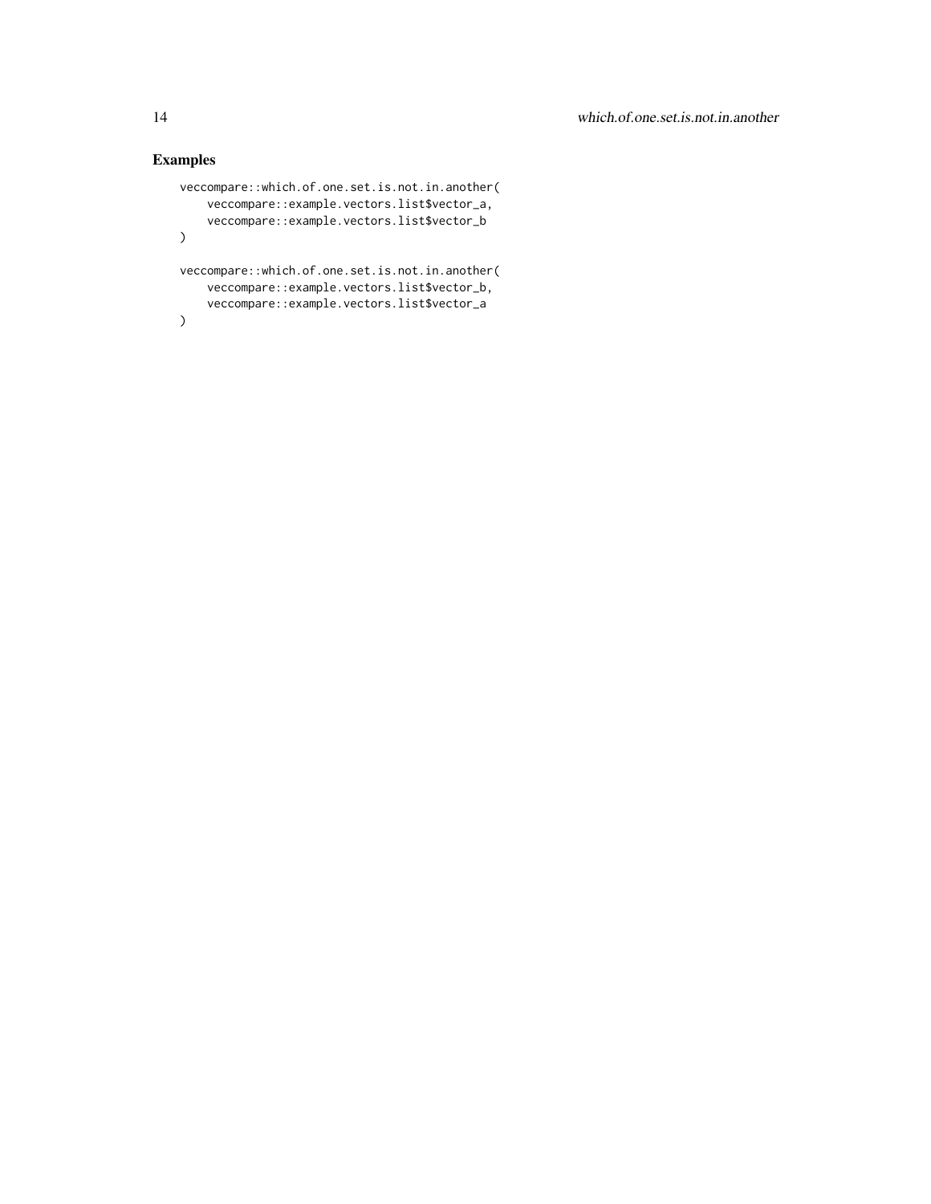## Examples

```
veccompare::which.of.one.set.is.not.in.another(
    veccompare::example.vectors.list$vector_a,
    veccompare::example.vectors.list$vector_b
)

veccompare::which.of.one.set.is.not.in.another(
    veccompare::example.vectors.list$vector_b,
    veccompare::example.vectors.list$vector_a
)
```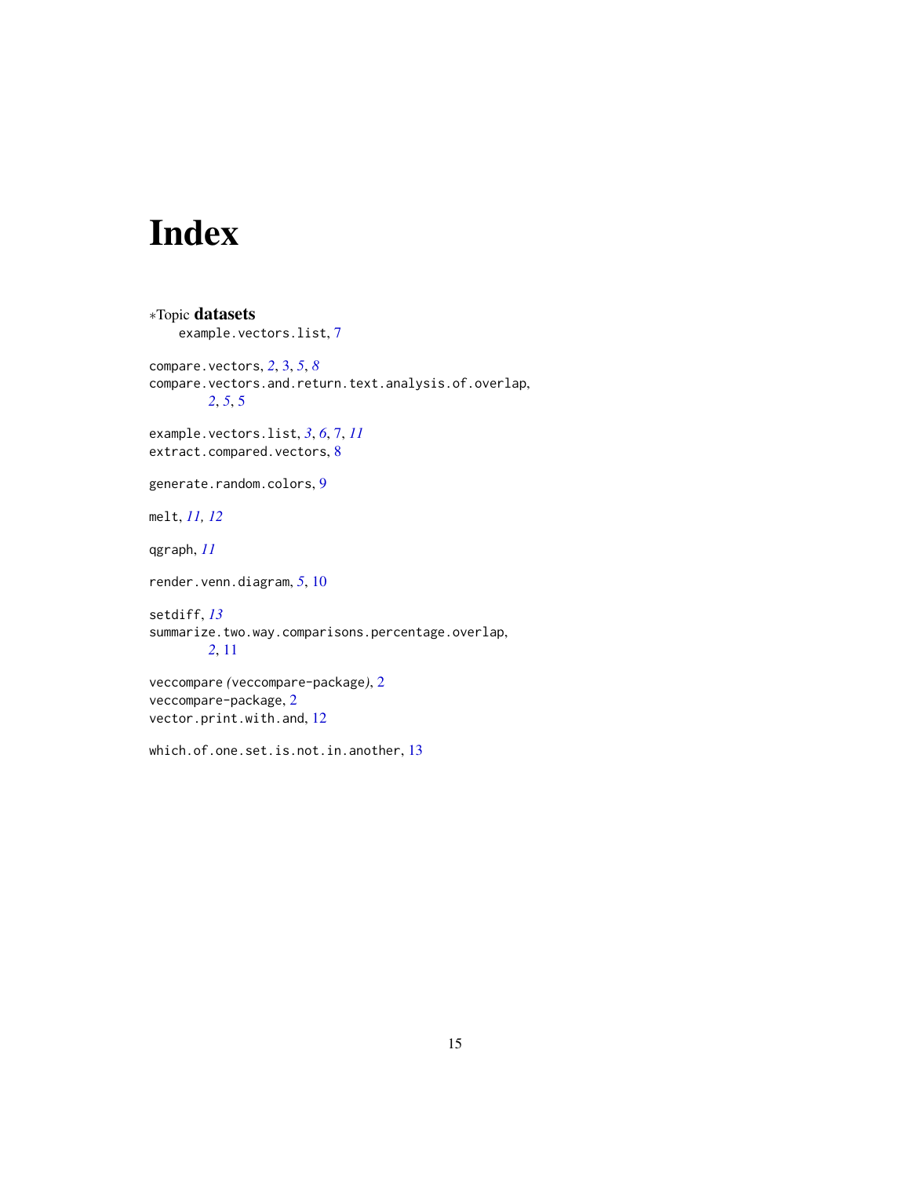# Index

∗Topic **datasets**

example.vectors.list, 7

compare.vectors, *2*, 3, *5*, *8*
compare.vectors.and.return.text.analysis.of.overlap, *2*, *5*, 5

example.vectors.list, *3*, *6*, 7, *11*
extract.compared.vectors, 8

generate.random.colors, 9

melt, *11, 12*

qgraph, *11*

render.venn.diagram, *5*, 10

setdiff, *13*
summarize.two.way.comparisons.percentage.overlap, *2*, 11

veccompare (veccompare-package), 2
veccompare-package, 2
vector.print.with.and, 12

which.of.one.set.is.not.in.another, 13